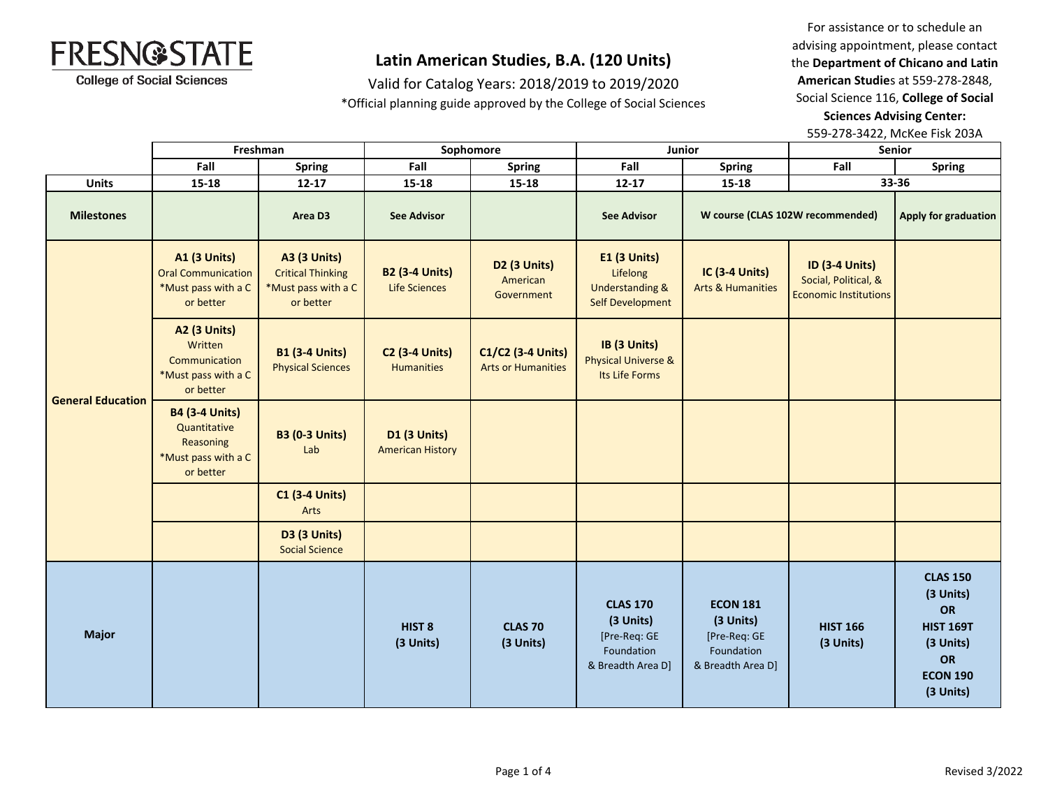FRESNO STATE
College of Social Sciences

# Latin American Studies, B.A. (120 Units)

Valid for Catalog Years: 2018/2019 to 2019/2020

*Official planning guide approved by the College of Social Sciences

For assistance or to schedule an advising appointment, please contact the **Department of Chicano and Latin American Studies** at 559-278-2848, Social Science 116, **College of Social Sciences Advising Center:** 559-278-3422, McKee Fisk 203A

| | Freshman | | Sophomore | | Junior | | Senior | |
|---|---|---|---|---|---|---|---|---|
| | **Fall** | **Spring** | **Fall** | **Spring** | **Fall** | **Spring** | **Fall** | **Spring** |
| **Units** | **15-18** | **12-17** | **15-18** | **15-18** | **12-17** | **15-18** | **33-36** | |
| **Milestones** | | **Area D3** | **See Advisor** | | **See Advisor** | **W course (CLAS 102W recommended)** | | **Apply for graduation** |
| **General Education** | **A1 (3 Units)** Oral Communication *Must pass with a C or better | **A3 (3 Units)** Critical Thinking *Must pass with a C or better | **B2 (3-4 Units)** Life Sciences | **D2 (3 Units)** American Government | **E1 (3 Units)** Lifelong Understanding & Self Development | **IC (3-4 Units)** Arts & Humanities | **ID (3-4 Units)** Social, Political, & Economic Institutions | |
| | **A2 (3 Units)** Written Communication *Must pass with a C or better | **B1 (3-4 Units)** Physical Sciences | **C2 (3-4 Units)** Humanities | **C1/C2 (3-4 Units)** Arts or Humanities | **IB (3 Units)** Physical Universe & Its Life Forms | | | |
| | **B4 (3-4 Units)** Quantitative Reasoning *Must pass with a C or better | **B3 (0-3 Units)** Lab | **D1 (3 Units)** American History | | | | | |
| | | **C1 (3-4 Units)** Arts | | | | | | |
| | | **D3 (3 Units)** Social Science | | | | | | |
| **Major** | | | **HIST 8 (3 Units)** | **CLAS 70 (3 Units)** | **CLAS 170 (3 Units)** [Pre-Req: GE Foundation & Breadth Area D] | **ECON 181 (3 Units)** [Pre-Req: GE Foundation & Breadth Area D] | **HIST 166 (3 Units)** | **CLAS 150 (3 Units) OR HIST 169T (3 Units) OR ECON 190 (3 Units)** |

Revised 3/2022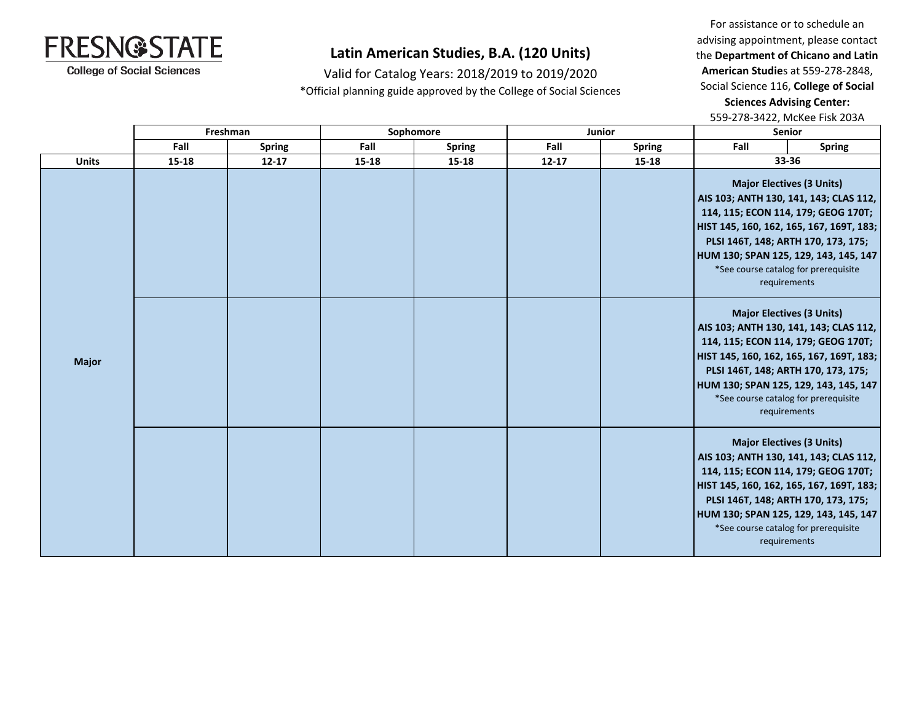# Latin American Studies, B.A. (120 Units)

Valid for Catalog Years: 2018/2019 to 2019/2020

*Official planning guide approved by the College of Social Sciences

**FRESNO STATE**
**College of Social Sciences**

For assistance or to schedule an advising appointment, please contact the **Department of Chicano and Latin American Studie**s at 559-278-2848, Social Science 116, **College of Social Sciences Advising Center:** 559-278-3422, McKee Fisk 203A

| | Freshman | | Sophomore | | Junior | | Senior | |
|---|---|---|---|---|---|---|---|---|
| | Fall | Spring | Fall | Spring | Fall | Spring | Fall | Spring |
| **Units** | 15-18 | 12-17 | 15-18 | 15-18 | 12-17 | 15-18 | 33-36 | |
| **Major** | | | | | | | **Major Electives (3 Units)** **AIS 103; ANTH 130, 141, 143; CLAS 112, 114, 115; ECON 114, 179; GEOG 170T; HIST 145, 160, 162, 165, 167, 169T, 183; PLSI 146T, 148; ARTH 170, 173, 175; HUM 130; SPAN 125, 129, 143, 145, 147** *See course catalog for prerequisite requirements | |
| | | | | | | | **Major Electives (3 Units)** **AIS 103; ANTH 130, 141, 143; CLAS 112, 114, 115; ECON 114, 179; GEOG 170T; HIST 145, 160, 162, 165, 167, 169T, 183; PLSI 146T, 148; ARTH 170, 173, 175; HUM 130; SPAN 125, 129, 143, 145, 147** *See course catalog for prerequisite requirements | |
| | | | | | | | **Major Electives (3 Units)** **AIS 103; ANTH 130, 141, 143; CLAS 112, 114, 115; ECON 114, 179; GEOG 170T; HIST 145, 160, 162, 165, 167, 169T, 183; PLSI 146T, 148; ARTH 170, 173, 175; HUM 130; SPAN 125, 129, 143, 145, 147** *See course catalog for prerequisite requirements | |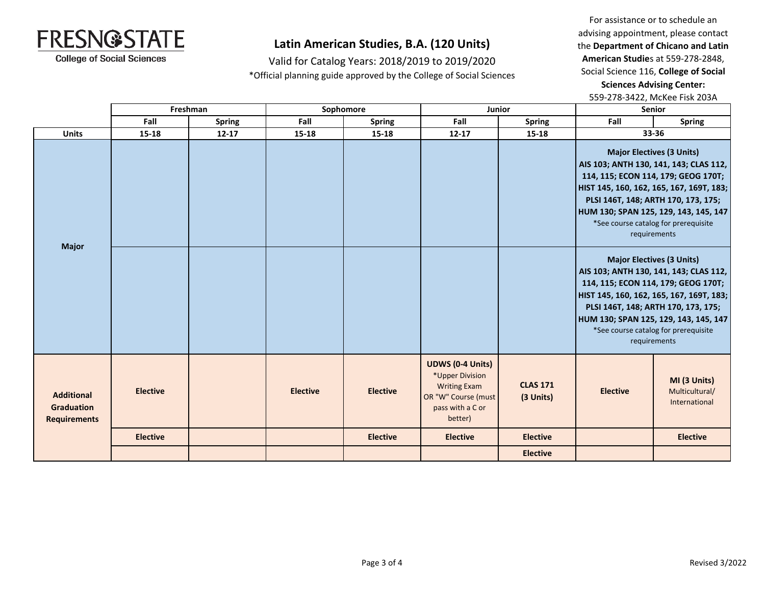# Latin American Studies, B.A. (120 Units)

Valid for Catalog Years: 2018/2019 to 2019/2020

*Official planning guide approved by the College of Social Sciences

For assistance or to schedule an advising appointment, please contact the **Department of Chicano and Latin American Studie**s at 559-278-2848, Social Science 116, **College of Social Sciences Advising Center:** 559-278-3422, McKee Fisk 203A

| | Freshman | | Sophomore | | Junior | | Senior | |
|---|---|---|---|---|---|---|---|---|
| | **Fall** | **Spring** | **Fall** | **Spring** | **Fall** | **Spring** | **Fall** | **Spring** |
| **Units** | **15-18** | **12-17** | **15-18** | **15-18** | **12-17** | **15-18** | **33-36** | |
| **Major** | | | | | | | **Major Electives (3 Units)** AIS 103; ANTH 130, 141, 143; CLAS 112, 114, 115; ECON 114, 179; GEOG 170T; HIST 145, 160, 162, 165, 167, 169T, 183; PLSI 146T, 148; ARTH 170, 173, 175; HUM 130; SPAN 125, 129, 143, 145, 147 *See course catalog for prerequisite requirements | |
| | | | | | | | **Major Electives (3 Units)** AIS 103; ANTH 130, 141, 143; CLAS 112, 114, 115; ECON 114, 179; GEOG 170T; HIST 145, 160, 162, 165, 167, 169T, 183; PLSI 146T, 148; ARTH 170, 173, 175; HUM 130; SPAN 125, 129, 143, 145, 147 *See course catalog for prerequisite requirements | |
| **Additional Graduation Requirements** | **Elective** | | **Elective** | **Elective** | **UDWS (0-4 Units)** *Upper Division Writing Exam OR "W" Course (must pass with a C or better) | **CLAS 171 (3 Units)** | **Elective** | **MI (3 Units)** Multicultural/ International |
| | **Elective** | | | **Elective** | **Elective** | **Elective** | | **Elective** |
| | | | | | | **Elective** | | |

Revised 3/2022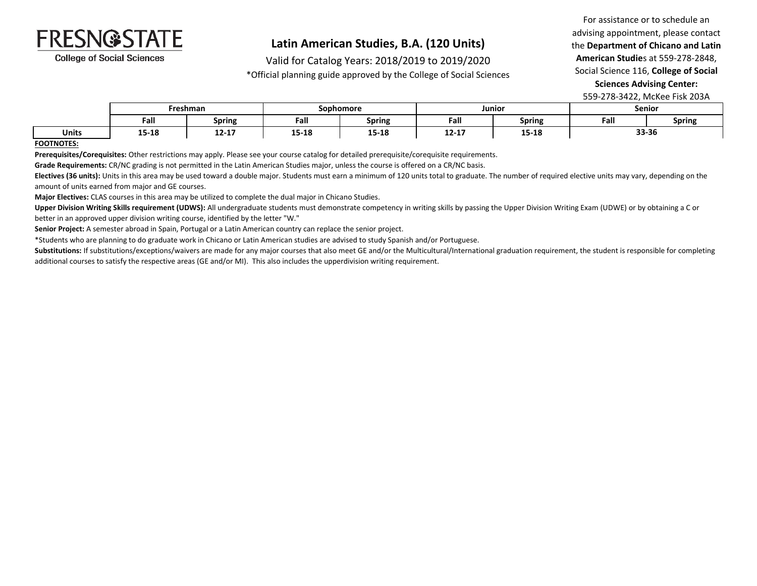FRESNO STATE
College of Social Sciences

# Latin American Studies, B.A. (120 Units)

Valid for Catalog Years: 2018/2019 to 2019/2020

*Official planning guide approved by the College of Social Sciences

For assistance or to schedule an advising appointment, please contact the **Department of Chicano and Latin American Studie**s at 559-278-2848, Social Science 116, **College of Social Sciences Advising Center:** 559-278-3422, McKee Fisk 203A

| | Freshman | | Sophomore | | Junior | | Senior | |
|---|---|---|---|---|---|---|---|---|
| | Fall | Spring | Fall | Spring | Fall | Spring | Fall | Spring |
| **Units** | 15-18 | 12-17 | 15-18 | 15-18 | 12-17 | 15-18 | 33-36 | |

**FOOTNOTES:**

**Prerequisites/Corequisites:** Other restrictions may apply. Please see your course catalog for detailed prerequisite/corequisite requirements.

**Grade Requirements:** CR/NC grading is not permitted in the Latin American Studies major, unless the course is offered on a CR/NC basis.

**Electives (36 units):** Units in this area may be used toward a double major. Students must earn a minimum of 120 units total to graduate. The number of required elective units may vary, depending on the amount of units earned from major and GE courses.

**Major Electives:** CLAS courses in this area may be utilized to complete the dual major in Chicano Studies.

**Upper Division Writing Skills requirement (UDWS):** All undergraduate students must demonstrate competency in writing skills by passing the Upper Division Writing Exam (UDWE) or by obtaining a C or better in an approved upper division writing course, identified by the letter "W."

**Senior Project:** A semester abroad in Spain, Portugal or a Latin American country can replace the senior project.

*Students who are planning to do graduate work in Chicano or Latin American studies are advised to study Spanish and/or Portuguese.

**Substitutions:** If substitutions/exceptions/waivers are made for any major courses that also meet GE and/or the Multicultural/International graduation requirement, the student is responsible for completing additional courses to satisfy the respective areas (GE and/or MI). This also includes the upperdivision writing requirement.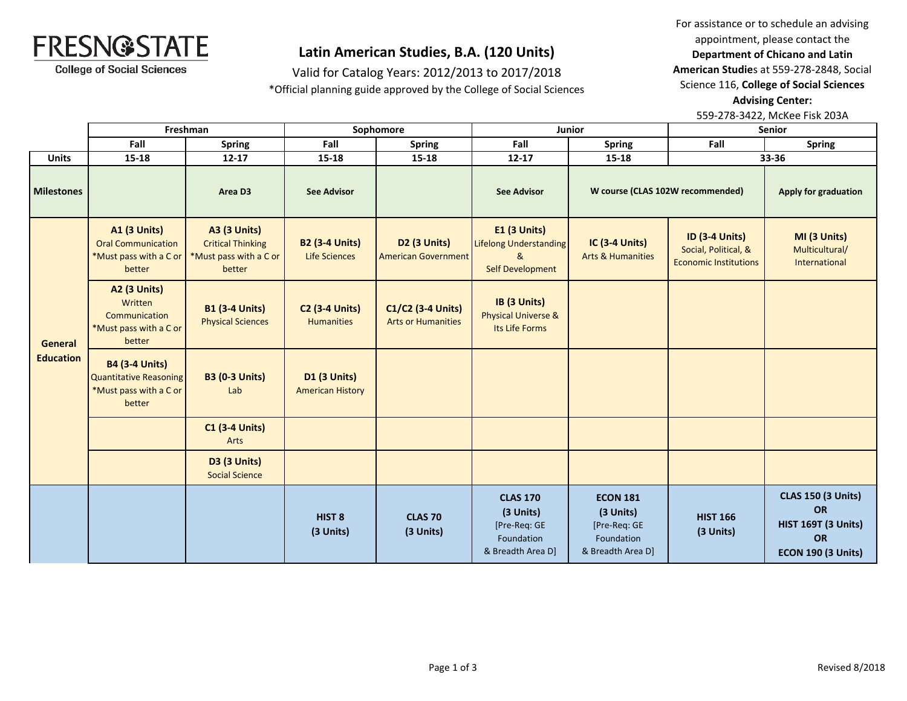# Latin American Studies, B.A. (120 Units)

Valid for Catalog Years: 2012/2013 to 2017/2018

*Official planning guide approved by the College of Social Sciences

FRESNO STATE
College of Social Sciences

For assistance or to schedule an advising appointment, please contact the **Department of Chicano and Latin American Studies** at 559-278-2848, Social Science 116, **College of Social Sciences Advising Center:** 559-278-3422, McKee Fisk 203A

| | Freshman | | Sophomore | | Junior | | Senior | |
|---|---|---|---|---|---|---|---|---|
| | **Fall** | **Spring** | **Fall** | **Spring** | **Fall** | **Spring** | **Fall** | **Spring** |
| **Units** | 15-18 | 12-17 | 15-18 | 15-18 | 12-17 | 15-18 | 33-36 | |
| **Milestones** | | Area D3 | See Advisor | | See Advisor | W course (CLAS 102W recommended) | | Apply for graduation |
| **General Education** | **A1 (3 Units)** Oral Communication *Must pass with a C or better | **A3 (3 Units)** Critical Thinking *Must pass with a C or better | **B2 (3-4 Units)** Life Sciences | **D2 (3 Units)** American Government | **E1 (3 Units)** Lifelong Understanding & Self Development | **IC (3-4 Units)** Arts & Humanities | **ID (3-4 Units)** Social, Political, & Economic Institutions | **MI (3 Units)** Multicultural/ International |
| | **A2 (3 Units)** Written Communication *Must pass with a C or better | **B1 (3-4 Units)** Physical Sciences | **C2 (3-4 Units)** Humanities | **C1/C2 (3-4 Units)** Arts or Humanities | **IB (3 Units)** Physical Universe & Its Life Forms | | | |
| | **B4 (3-4 Units)** Quantitative Reasoning *Must pass with a C or better | **B3 (0-3 Units)** Lab | **D1 (3 Units)** American History | | | | | |
| | | **C1 (3-4 Units)** Arts | | | | | | |
| | | **D3 (3 Units)** Social Science | | | | | | |
| | | | **HIST 8 (3 Units)** | **CLAS 70 (3 Units)** | **CLAS 170 (3 Units)** [Pre-Req: GE Foundation & Breadth Area D] | **ECON 181 (3 Units)** [Pre-Req: GE Foundation & Breadth Area D] | **HIST 166 (3 Units)** | **CLAS 150 (3 Units) OR HIST 169T (3 Units) OR ECON 190 (3 Units)** |

Revised 8/2018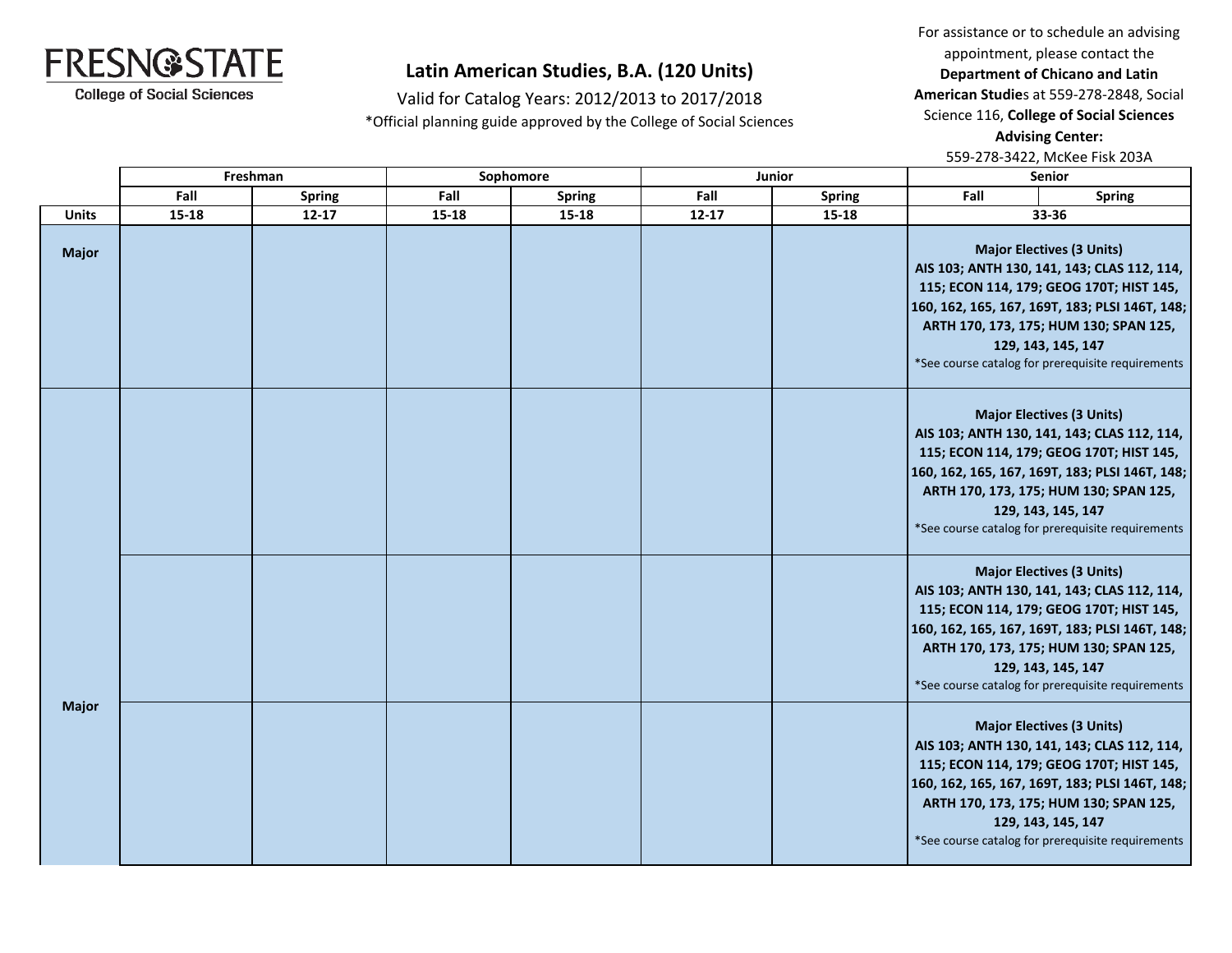FRESNO STATE
College of Social Sciences

# Latin American Studies, B.A. (120 Units)

Valid for Catalog Years: 2012/2013 to 2017/2018

*Official planning guide approved by the College of Social Sciences

For assistance or to schedule an advising appointment, please contact the **Department of Chicano and Latin American Studie**s at 559-278-2848, Social Science 116, **College of Social Sciences Advising Center:** 559-278-3422, McKee Fisk 203A

| | Freshman | | Sophomore | | Junior | | Senior | |
|---|---|---|---|---|---|---|---|---|
| | Fall | Spring | Fall | Spring | Fall | Spring | Fall | Spring |
| **Units** | 15-18 | 12-17 | 15-18 | 15-18 | 12-17 | 15-18 | 33-36 | |
| **Major** | | | | | | | **Major Electives (3 Units)** **AIS 103; ANTH 130, 141, 143; CLAS 112, 114, 115; ECON 114, 179; GEOG 170T; HIST 145, 160, 162, 165, 167, 169T, 183; PLSI 146T, 148; ARTH 170, 173, 175; HUM 130; SPAN 125, 129, 143, 145, 147** *See course catalog for prerequisite requirements | |
| **Major** | | | | | | | **Major Electives (3 Units)** **AIS 103; ANTH 130, 141, 143; CLAS 112, 114, 115; ECON 114, 179; GEOG 170T; HIST 145, 160, 162, 165, 167, 169T, 183; PLSI 146T, 148; ARTH 170, 173, 175; HUM 130; SPAN 125, 129, 143, 145, 147** *See course catalog for prerequisite requirements | |
| | | | | | | | **Major Electives (3 Units)** **AIS 103; ANTH 130, 141, 143; CLAS 112, 114, 115; ECON 114, 179; GEOG 170T; HIST 145, 160, 162, 165, 167, 169T, 183; PLSI 146T, 148; ARTH 170, 173, 175; HUM 130; SPAN 125, 129, 143, 145, 147** *See course catalog for prerequisite requirements | |
| | | | | | | | **Major Electives (3 Units)** **AIS 103; ANTH 130, 141, 143; CLAS 112, 114, 115; ECON 114, 179; GEOG 170T; HIST 145, 160, 162, 165, 167, 169T, 183; PLSI 146T, 148; ARTH 170, 173, 175; HUM 130; SPAN 125, 129, 143, 145, 147** *See course catalog for prerequisite requirements | |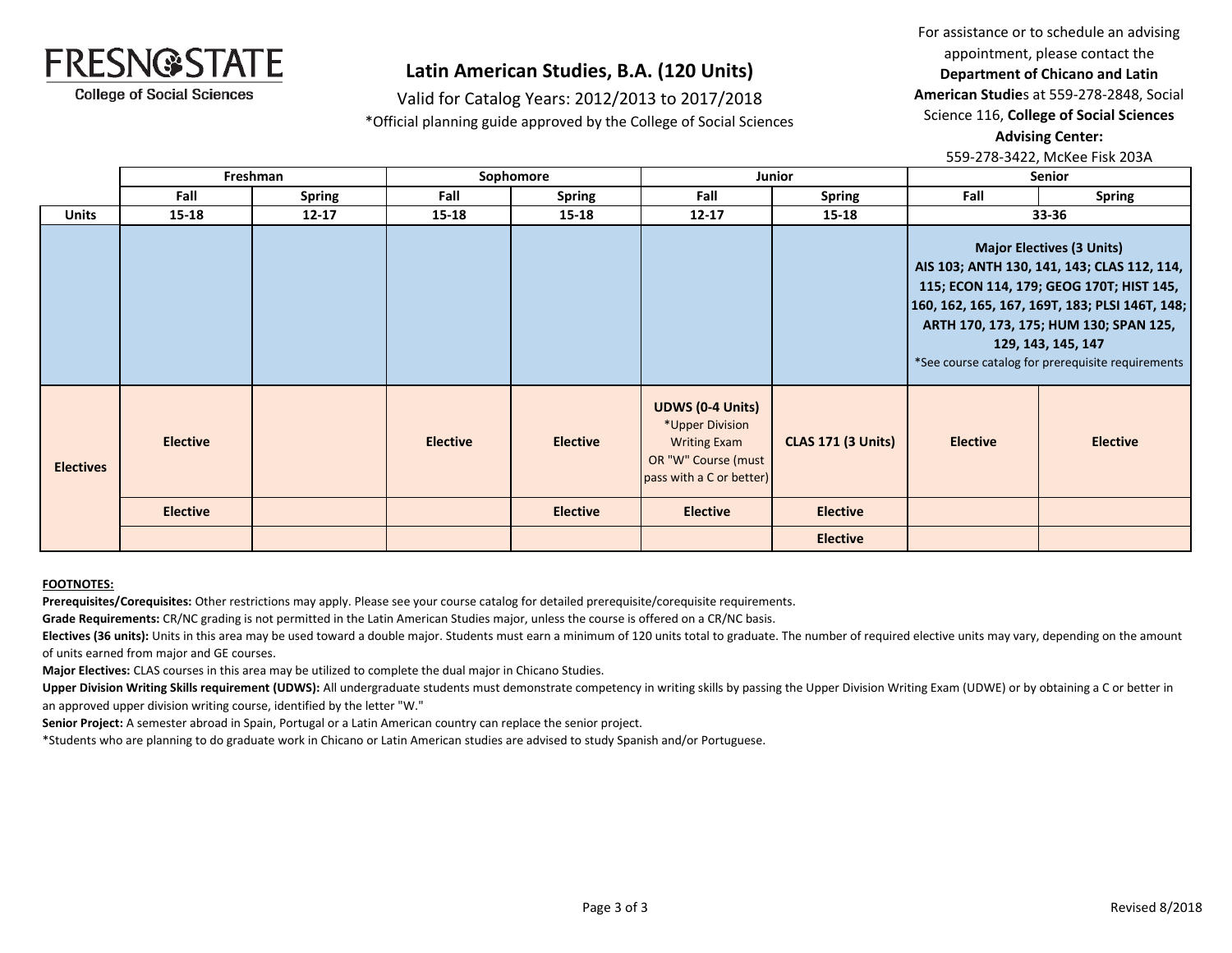FRESNO STATE
College of Social Sciences

# Latin American Studies, B.A. (120 Units)

Valid for Catalog Years: 2012/2013 to 2017/2018

*Official planning guide approved by the College of Social Sciences

For assistance or to schedule an advising appointment, please contact the **Department of Chicano and Latin American Studie**s at 559-278-2848, Social Science 116, **College of Social Sciences Advising Center:** 559-278-3422, McKee Fisk 203A

| | Freshman | | Sophomore | | Junior | | Senior | |
|---|---|---|---|---|---|---|---|---|
| | **Fall** | **Spring** | **Fall** | **Spring** | **Fall** | **Spring** | **Fall** | **Spring** |
| **Units** | **15-18** | **12-17** | **15-18** | **15-18** | **12-17** | **15-18** | **33-36** | |
| | | | | | | | **Major Electives (3 Units)** **AIS 103; ANTH 130, 141, 143; CLAS 112, 114, 115; ECON 114, 179; GEOG 170T; HIST 145, 160, 162, 165, 167, 169T, 183; PLSI 146T, 148; ARTH 170, 173, 175; HUM 130; SPAN 125, 129, 143, 145, 147** *See course catalog for prerequisite requirements | |
| **Electives** | **Elective** | | **Elective** | **Elective** | **UDWS (0-4 Units)** *Upper Division Writing Exam OR "W" Course (must pass with a C or better) | **CLAS 171 (3 Units)** | **Elective** | **Elective** |
| | **Elective** | | | **Elective** | **Elective** | **Elective** | | |
| | | | | | | **Elective** | | |

**FOOTNOTES:**

**Prerequisites/Corequisites:** Other restrictions may apply. Please see your course catalog for detailed prerequisite/corequisite requirements.

**Grade Requirements:** CR/NC grading is not permitted in the Latin American Studies major, unless the course is offered on a CR/NC basis.

**Electives (36 units):** Units in this area may be used toward a double major. Students must earn a minimum of 120 units total to graduate. The number of required elective units may vary, depending on the amount of units earned from major and GE courses.

**Major Electives:** CLAS courses in this area may be utilized to complete the dual major in Chicano Studies.

**Upper Division Writing Skills requirement (UDWS):** All undergraduate students must demonstrate competency in writing skills by passing the Upper Division Writing Exam (UDWE) or by obtaining a C or better in an approved upper division writing course, identified by the letter "W."

**Senior Project:** A semester abroad in Spain, Portugal or a Latin American country can replace the senior project.

*Students who are planning to do graduate work in Chicano or Latin American studies are advised to study Spanish and/or Portuguese.

Revised 8/2018